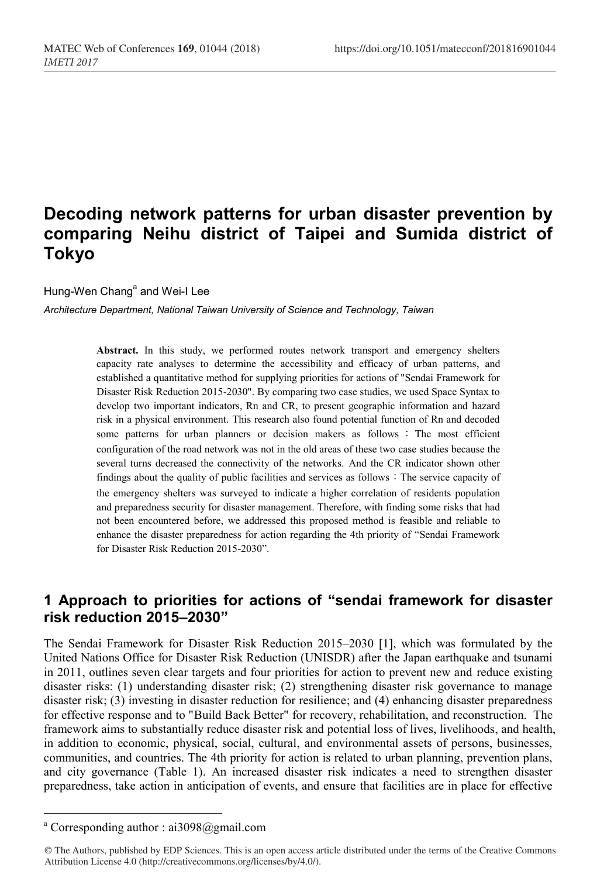# Decoding network patterns for urban disaster prevention by comparing Neihu district of Taipei and Sumida district of Tokyo

Hung-Wen Chang[a] and Wei-I Lee

*Architecture Department, National Taiwan University of Science and Technology, Taiwan*

**Abstract.** In this study, we performed routes network transport and emergency shelters capacity rate analyses to determine the accessibility and efficacy of urban patterns, and established a quantitative method for supplying priorities for actions of "Sendai Framework for Disaster Risk Reduction 2015-2030". By comparing two case studies, we used Space Syntax to develop two important indicators, Rn and CR, to present geographic information and hazard risk in a physical environment. This research also found potential function of Rn and decoded some patterns for urban planners or decision makers as follows：The most efficient configuration of the road network was not in the old areas of these two case studies because the several turns decreased the connectivity of the networks. And the CR indicator shown other findings about the quality of public facilities and services as follows：The service capacity of the emergency shelters was surveyed to indicate a higher correlation of residents population and preparedness security for disaster management. Therefore, with finding some risks that had not been encountered before, we addressed this proposed method is feasible and reliable to enhance the disaster preparedness for action regarding the 4th priority of "Sendai Framework for Disaster Risk Reduction 2015-2030".

## 1 Approach to priorities for actions of "sendai framework for disaster risk reduction 2015–2030"

The Sendai Framework for Disaster Risk Reduction 2015–2030 [1], which was formulated by the United Nations Office for Disaster Risk Reduction (UNISDR) after the Japan earthquake and tsunami in 2011, outlines seven clear targets and four priorities for action to prevent new and reduce existing disaster risks: (1) understanding disaster risk; (2) strengthening disaster risk governance to manage disaster risk; (3) investing in disaster reduction for resilience; and (4) enhancing disaster preparedness for effective response and to "Build Back Better" for recovery, rehabilitation, and reconstruction. The framework aims to substantially reduce disaster risk and potential loss of lives, livelihoods, and health, in addition to economic, physical, social, cultural, and environmental assets of persons, businesses, communities, and countries. The 4th priority for action is related to urban planning, prevention plans, and city governance (Table 1). An increased disaster risk indicates a need to strengthen disaster preparedness, take action in anticipation of events, and ensure that facilities are in place for effective

---

[a] Corresponding author : ai3098@gmail.com

© The Authors, published by EDP Sciences. This is an open access article distributed under the terms of the Creative Commons Attribution License 4.0 (http://creativecommons.org/licenses/by/4.0/).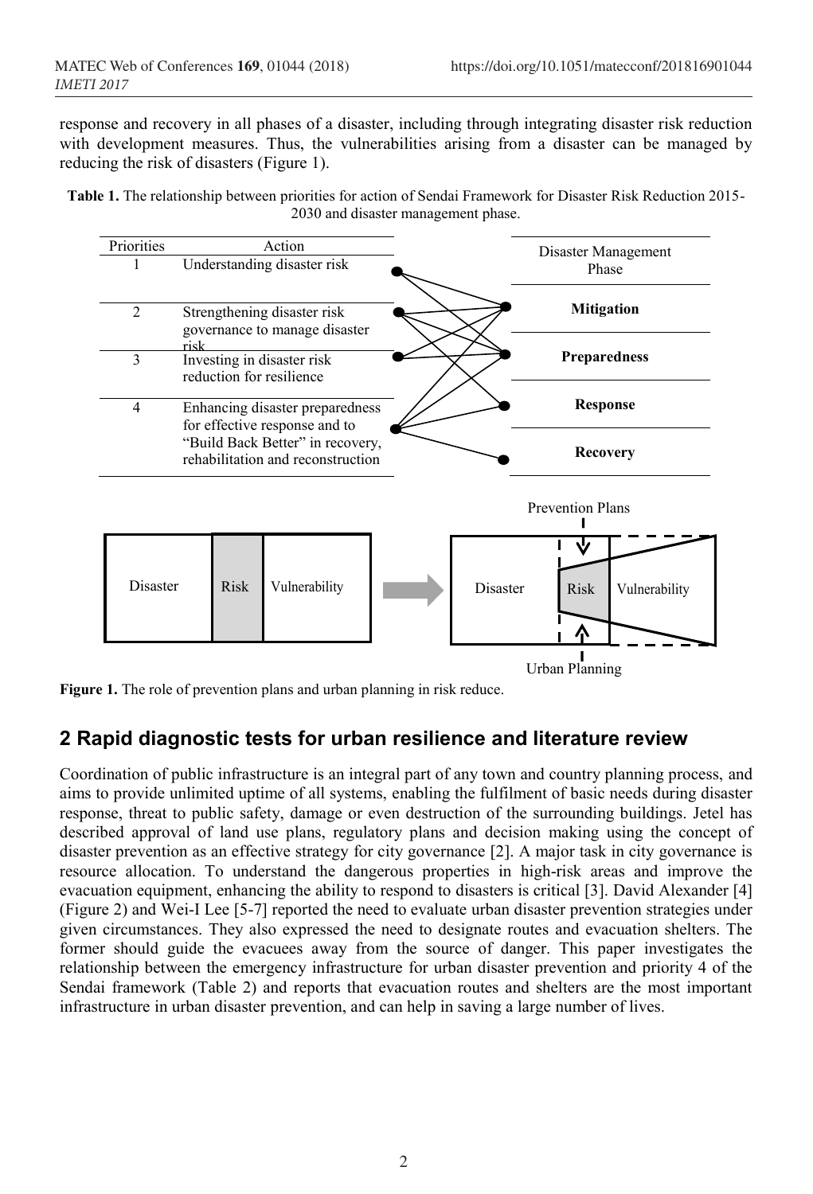response and recovery in all phases of a disaster, including through integrating disaster risk reduction with development measures. Thus, the vulnerabilities arising from a disaster can be managed by reducing the risk of disasters (Figure 1).

**Table 1.** The relationship between priorities for action of Sendai Framework for Disaster Risk Reduction 2015-2030 and disaster management phase.

| Priorities | Action |
|---|---|
| 1 | Understanding disaster risk |
| 2 | Strengthening disaster risk governance to manage disaster risk |
| 3 | Investing in disaster risk reduction for resilience |
| 4 | Enhancing disaster preparedness for effective response and to "Build Back Better" in recovery, rehabilitation and reconstruction |

| Disaster Management Phase |
|---|
| **Mitigation** |
| **Preparedness** |
| **Response** |
| **Recovery** |

**Figure 1.** The role of prevention plans and urban planning in risk reduce.

## 2 Rapid diagnostic tests for urban resilience and literature review

Coordination of public infrastructure is an integral part of any town and country planning process, and aims to provide unlimited uptime of all systems, enabling the fulfilment of basic needs during disaster response, threat to public safety, damage or even destruction of the surrounding buildings. Jetel has described approval of land use plans, regulatory plans and decision making using the concept of disaster prevention as an effective strategy for city governance [2]. A major task in city governance is resource allocation. To understand the dangerous properties in high-risk areas and improve the evacuation equipment, enhancing the ability to respond to disasters is critical [3]. David Alexander [4] (Figure 2) and Wei-I Lee [5-7] reported the need to evaluate urban disaster prevention strategies under given circumstances. They also expressed the need to designate routes and evacuation shelters. The former should guide the evacuees away from the source of danger. This paper investigates the relationship between the emergency infrastructure for urban disaster prevention and priority 4 of the Sendai framework (Table 2) and reports that evacuation routes and shelters are the most important infrastructure in urban disaster prevention, and can help in saving a large number of lives.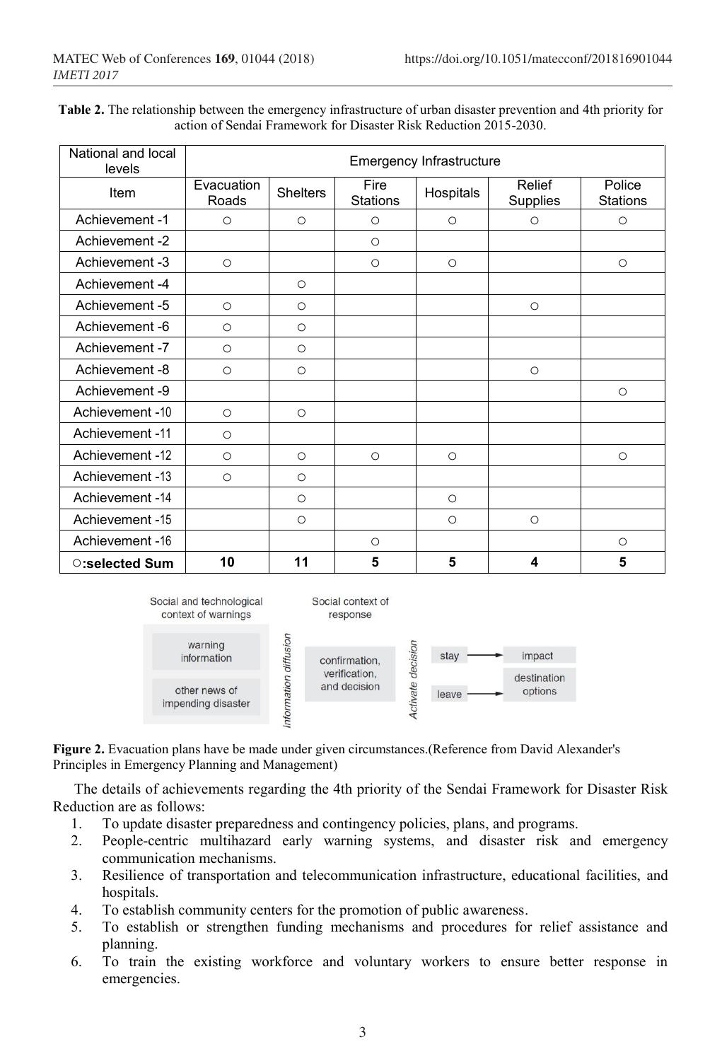**Table 2.** The relationship between the emergency infrastructure of urban disaster prevention and 4th priority for action of Sendai Framework for Disaster Risk Reduction 2015-2030.

| National and local levels | Emergency Infrastructure | | | | | |
|---|---|---|---|---|---|---|
| Item | Evacuation Roads | Shelters | Fire Stations | Hospitals | Relief Supplies | Police Stations |
| Achievement -1 | ○ | ○ | ○ | ○ | ○ | ○ |
| Achievement -2 | | | ○ | | | |
| Achievement -3 | ○ | | ○ | ○ | | ○ |
| Achievement -4 | | ○ | | | | |
| Achievement -5 | ○ | ○ | | | ○ | |
| Achievement -6 | ○ | ○ | | | | |
| Achievement -7 | ○ | ○ | | | | |
| Achievement -8 | ○ | ○ | | | ○ | |
| Achievement -9 | | | | | | ○ |
| Achievement -10 | ○ | ○ | | | | |
| Achievement -11 | ○ | | | | | |
| Achievement -12 | ○ | ○ | ○ | ○ | | ○ |
| Achievement -13 | ○ | ○ | | | | |
| Achievement -14 | | ○ | | ○ | | |
| Achievement -15 | | ○ | | ○ | ○ | |
| Achievement -16 | | | ○ | | | ○ |
| **○:selected Sum** | **10** | **11** | **5** | **5** | **4** | **5** |

Social and technological context of warnings: warning information; other news of impending disaster → Information diffusion → Social context of response: confirmation, verification, and decision → Activate decision → stay → impact; leave → destination options

**Figure 2.** Evacuation plans have be made under given circumstances.(Reference from David Alexander's Principles in Emergency Planning and Management)

The details of achievements regarding the 4th priority of the Sendai Framework for Disaster Risk Reduction are as follows:

1. To update disaster preparedness and contingency policies, plans, and programs.
2. People-centric multihazard early warning systems, and disaster risk and emergency communication mechanisms.
3. Resilience of transportation and telecommunication infrastructure, educational facilities, and hospitals.
4. To establish community centers for the promotion of public awareness.
5. To establish or strengthen funding mechanisms and procedures for relief assistance and planning.
6. To train the existing workforce and voluntary workers to ensure better response in emergencies.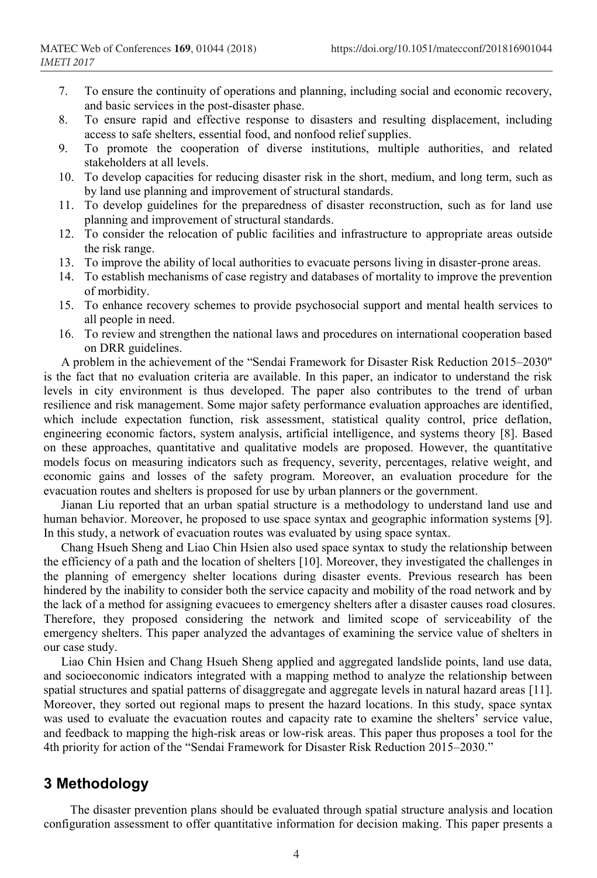7. To ensure the continuity of operations and planning, including social and economic recovery, and basic services in the post-disaster phase.
8. To ensure rapid and effective response to disasters and resulting displacement, including access to safe shelters, essential food, and nonfood relief supplies.
9. To promote the cooperation of diverse institutions, multiple authorities, and related stakeholders at all levels.
10. To develop capacities for reducing disaster risk in the short, medium, and long term, such as by land use planning and improvement of structural standards.
11. To develop guidelines for the preparedness of disaster reconstruction, such as for land use planning and improvement of structural standards.
12. To consider the relocation of public facilities and infrastructure to appropriate areas outside the risk range.
13. To improve the ability of local authorities to evacuate persons living in disaster-prone areas.
14. To establish mechanisms of case registry and databases of mortality to improve the prevention of morbidity.
15. To enhance recovery schemes to provide psychosocial support and mental health services to all people in need.
16. To review and strengthen the national laws and procedures on international cooperation based on DRR guidelines.

A problem in the achievement of the "Sendai Framework for Disaster Risk Reduction 2015–2030" is the fact that no evaluation criteria are available. In this paper, an indicator to understand the risk levels in city environment is thus developed. The paper also contributes to the trend of urban resilience and risk management. Some major safety performance evaluation approaches are identified, which include expectation function, risk assessment, statistical quality control, price deflation, engineering economic factors, system analysis, artificial intelligence, and systems theory [8]. Based on these approaches, quantitative and qualitative models are proposed. However, the quantitative models focus on measuring indicators such as frequency, severity, percentages, relative weight, and economic gains and losses of the safety program. Moreover, an evaluation procedure for the evacuation routes and shelters is proposed for use by urban planners or the government.

Jianan Liu reported that an urban spatial structure is a methodology to understand land use and human behavior. Moreover, he proposed to use space syntax and geographic information systems [9]. In this study, a network of evacuation routes was evaluated by using space syntax.

Chang Hsueh Sheng and Liao Chin Hsien also used space syntax to study the relationship between the efficiency of a path and the location of shelters [10]. Moreover, they investigated the challenges in the planning of emergency shelter locations during disaster events. Previous research has been hindered by the inability to consider both the service capacity and mobility of the road network and by the lack of a method for assigning evacuees to emergency shelters after a disaster causes road closures. Therefore, they proposed considering the network and limited scope of serviceability of the emergency shelters. This paper analyzed the advantages of examining the service value of shelters in our case study.

Liao Chin Hsien and Chang Hsueh Sheng applied and aggregated landslide points, land use data, and socioeconomic indicators integrated with a mapping method to analyze the relationship between spatial structures and spatial patterns of disaggregate and aggregate levels in natural hazard areas [11]. Moreover, they sorted out regional maps to present the hazard locations. In this study, space syntax was used to evaluate the evacuation routes and capacity rate to examine the shelters' service value, and feedback to mapping the high-risk areas or low-risk areas. This paper thus proposes a tool for the 4th priority for action of the "Sendai Framework for Disaster Risk Reduction 2015–2030."

## 3 Methodology

The disaster prevention plans should be evaluated through spatial structure analysis and location configuration assessment to offer quantitative information for decision making. This paper presents a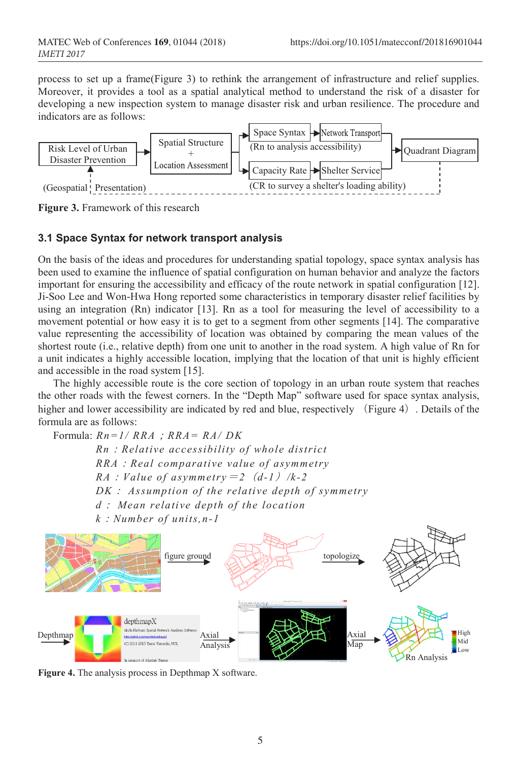process to set up a frame(Figure 3) to rethink the arrangement of infrastructure and relief supplies. Moreover, it provides a tool as a spatial analytical method to understand the risk of a disaster for developing a new inspection system to manage disaster risk and urban resilience. The procedure and indicators are as follows:

**Figure 3.** Framework of this research

### 3.1 Space Syntax for network transport analysis

On the basis of the ideas and procedures for understanding spatial topology, space syntax analysis has been used to examine the influence of spatial configuration on human behavior and analyze the factors important for ensuring the accessibility and efficacy of the route network in spatial configuration [12]. Ji-Soo Lee and Won-Hwa Hong reported some characteristics in temporary disaster relief facilities by using an integration (Rn) indicator [13]. Rn as a tool for measuring the level of accessibility to a movement potential or how easy it is to get to a segment from other segments [14]. The comparative value representing the accessibility of location was obtained by comparing the mean values of the shortest route (i.e., relative depth) from one unit to another in the road system. A high value of Rn for a unit indicates a highly accessible location, implying that the location of that unit is highly efficient and accessible in the road system [15].

The highly accessible route is the core section of topology in an urban route system that reaches the other roads with the fewest corners. In the "Depth Map" software used for space syntax analysis, higher and lower accessibility are indicated by red and blue, respectively （Figure 4）. Details of the formula are as follows:

Formula: $Rn = 1/RRA$ ; $RRA = RA/DK$

$Rn$ : Relative accessibility of whole district

$RRA$ : Real comparative value of asymmetry

$RA$ : Value of asymmetry $= 2(d-1)/k-2$

$DK$ : Assumption of the relative depth of symmetry

$d$ : Mean relative depth of the location

$k$ : Number of units, $n-1$

**Figure 4.** The analysis process in Depthmap X software.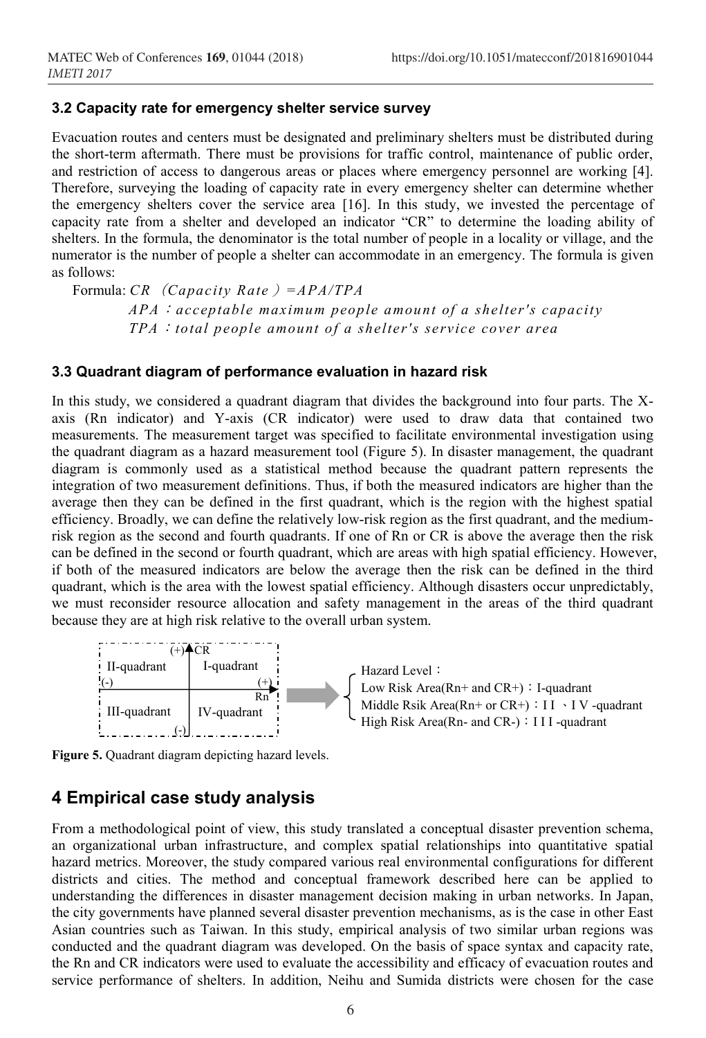### 3.2 Capacity rate for emergency shelter service survey

Evacuation routes and centers must be designated and preliminary shelters must be distributed during the short-term aftermath. There must be provisions for traffic control, maintenance of public order, and restriction of access to dangerous areas or places where emergency personnel are working [4]. Therefore, surveying the loading of capacity rate in every emergency shelter can determine whether the emergency shelters cover the service area [16]. In this study, we invested the percentage of capacity rate from a shelter and developed an indicator "CR" to determine the loading ability of shelters. In the formula, the denominator is the total number of people in a locality or village, and the numerator is the number of people a shelter can accommodate in an emergency. The formula is given as follows:

Formula: *CR*（*Capacity Rate*）*=APA/TPA*

*APA*：*acceptable maximum people amount of a shelter's capacity*

*TPA*：*total people amount of a shelter's service cover area*

### 3.3 Quadrant diagram of performance evaluation in hazard risk

In this study, we considered a quadrant diagram that divides the background into four parts. The X-axis (Rn indicator) and Y-axis (CR indicator) were used to draw data that contained two measurements. The measurement target was specified to facilitate environmental investigation using the quadrant diagram as a hazard measurement tool (Figure 5). In disaster management, the quadrant diagram is commonly used as a statistical method because the quadrant pattern represents the integration of two measurement definitions. Thus, if both the measured indicators are higher than the average then they can be defined in the first quadrant, which is the region with the highest spatial efficiency. Broadly, we can define the relatively low-risk region as the first quadrant, and the medium-risk region as the second and fourth quadrants. If one of Rn or CR is above the average then the risk can be defined in the second or fourth quadrant, which are areas with high spatial efficiency. However, if both of the measured indicators are below the average then the risk can be defined in the third quadrant, which is the area with the lowest spatial efficiency. Although disasters occur unpredictably, we must reconsider resource allocation and safety management in the areas of the third quadrant because they are at high risk relative to the overall urban system.

| II-quadrant | I-quadrant |
| --- | --- |
| III-quadrant | IV-quadrant |

(X-axis: Rn, (-) to (+); Y-axis: CR, (-) to (+))

Hazard Level：
- Low Risk Area(Rn+ and CR+)：I-quadrant
- Middle Rsik Area(Rn+ or CR+)：I I 、I V -quadrant
- High Risk Area(Rn- and CR-)：I I I -quadrant

**Figure 5.** Quadrant diagram depicting hazard levels.

## 4 Empirical case study analysis

From a methodological point of view, this study translated a conceptual disaster prevention schema, an organizational urban infrastructure, and complex spatial relationships into quantitative spatial hazard metrics. Moreover, the study compared various real environmental configurations for different districts and cities. The method and conceptual framework described here can be applied to understanding the differences in disaster management decision making in urban networks. In Japan, the city governments have planned several disaster prevention mechanisms, as is the case in other East Asian countries such as Taiwan. In this study, empirical analysis of two similar urban regions was conducted and the quadrant diagram was developed. On the basis of space syntax and capacity rate, the Rn and CR indicators were used to evaluate the accessibility and efficacy of evacuation routes and service performance of shelters. In addition, Neihu and Sumida districts were chosen for the case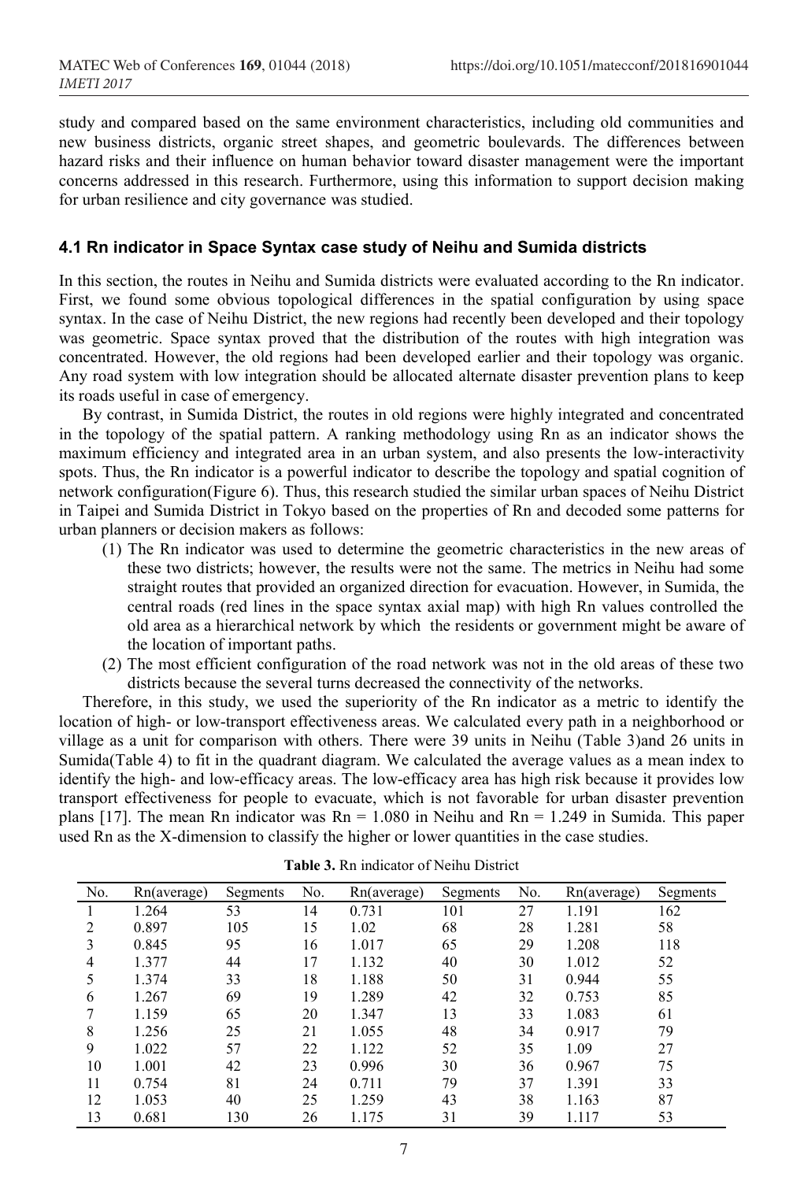study and compared based on the same environment characteristics, including old communities and new business districts, organic street shapes, and geometric boulevards. The differences between hazard risks and their influence on human behavior toward disaster management were the important concerns addressed in this research. Furthermore, using this information to support decision making for urban resilience and city governance was studied.

### 4.1 Rn indicator in Space Syntax case study of Neihu and Sumida districts

In this section, the routes in Neihu and Sumida districts were evaluated according to the Rn indicator. First, we found some obvious topological differences in the spatial configuration by using space syntax. In the case of Neihu District, the new regions had recently been developed and their topology was geometric. Space syntax proved that the distribution of the routes with high integration was concentrated. However, the old regions had been developed earlier and their topology was organic. Any road system with low integration should be allocated alternate disaster prevention plans to keep its roads useful in case of emergency.

By contrast, in Sumida District, the routes in old regions were highly integrated and concentrated in the topology of the spatial pattern. A ranking methodology using Rn as an indicator shows the maximum efficiency and integrated area in an urban system, and also presents the low-interactivity spots. Thus, the Rn indicator is a powerful indicator to describe the topology and spatial cognition of network configuration(Figure 6). Thus, this research studied the similar urban spaces of Neihu District in Taipei and Sumida District in Tokyo based on the properties of Rn and decoded some patterns for urban planners or decision makers as follows:

(1) The Rn indicator was used to determine the geometric characteristics in the new areas of these two districts; however, the results were not the same. The metrics in Neihu had some straight routes that provided an organized direction for evacuation. However, in Sumida, the central roads (red lines in the space syntax axial map) with high Rn values controlled the old area as a hierarchical network by which the residents or government might be aware of the location of important paths.

(2) The most efficient configuration of the road network was not in the old areas of these two districts because the several turns decreased the connectivity of the networks.

Therefore, in this study, we used the superiority of the Rn indicator as a metric to identify the location of high- or low-transport effectiveness areas. We calculated every path in a neighborhood or village as a unit for comparison with others. There were 39 units in Neihu (Table 3)and 26 units in Sumida(Table 4) to fit in the quadrant diagram. We calculated the average values as a mean index to identify the high- and low-efficacy areas. The low-efficacy area has high risk because it provides low transport effectiveness for people to evacuate, which is not favorable for urban disaster prevention plans [17]. The mean Rn indicator was Rn = 1.080 in Neihu and Rn = 1.249 in Sumida. This paper used Rn as the X-dimension to classify the higher or lower quantities in the case studies.

**Table 3.** Rn indicator of Neihu District

| No. | Rn(average) | Segments | No. | Rn(average) | Segments | No. | Rn(average) | Segments |
|---|---|---|---|---|---|---|---|---|
| 1 | 1.264 | 53 | 14 | 0.731 | 101 | 27 | 1.191 | 162 |
| 2 | 0.897 | 105 | 15 | 1.02 | 68 | 28 | 1.281 | 58 |
| 3 | 0.845 | 95 | 16 | 1.017 | 65 | 29 | 1.208 | 118 |
| 4 | 1.377 | 44 | 17 | 1.132 | 40 | 30 | 1.012 | 52 |
| 5 | 1.374 | 33 | 18 | 1.188 | 50 | 31 | 0.944 | 55 |
| 6 | 1.267 | 69 | 19 | 1.289 | 42 | 32 | 0.753 | 85 |
| 7 | 1.159 | 65 | 20 | 1.347 | 13 | 33 | 1.083 | 61 |
| 8 | 1.256 | 25 | 21 | 1.055 | 48 | 34 | 0.917 | 79 |
| 9 | 1.022 | 57 | 22 | 1.122 | 52 | 35 | 1.09 | 27 |
| 10 | 1.001 | 42 | 23 | 0.996 | 30 | 36 | 0.967 | 75 |
| 11 | 0.754 | 81 | 24 | 0.711 | 79 | 37 | 1.391 | 33 |
| 12 | 1.053 | 40 | 25 | 1.259 | 43 | 38 | 1.163 | 87 |
| 13 | 0.681 | 130 | 26 | 1.175 | 31 | 39 | 1.117 | 53 |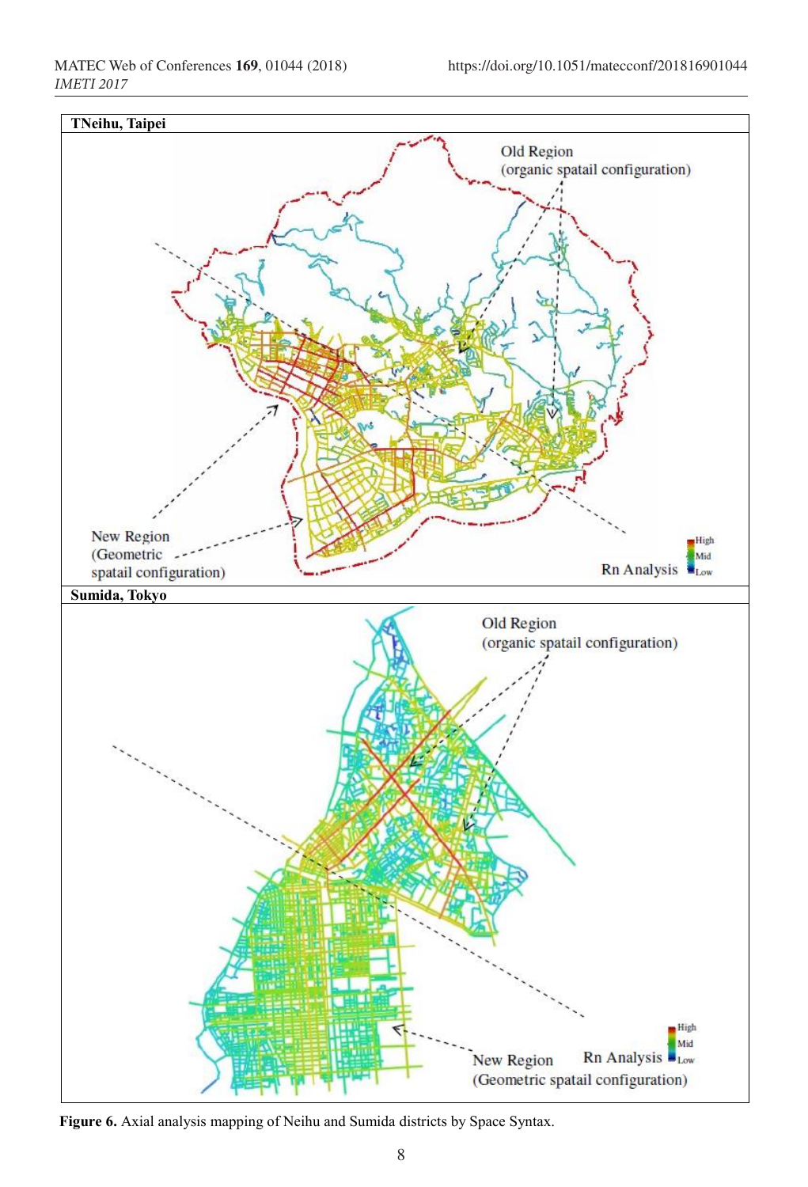**Figure 6.** Axial analysis mapping of Neihu and Sumida districts by Space Syntax.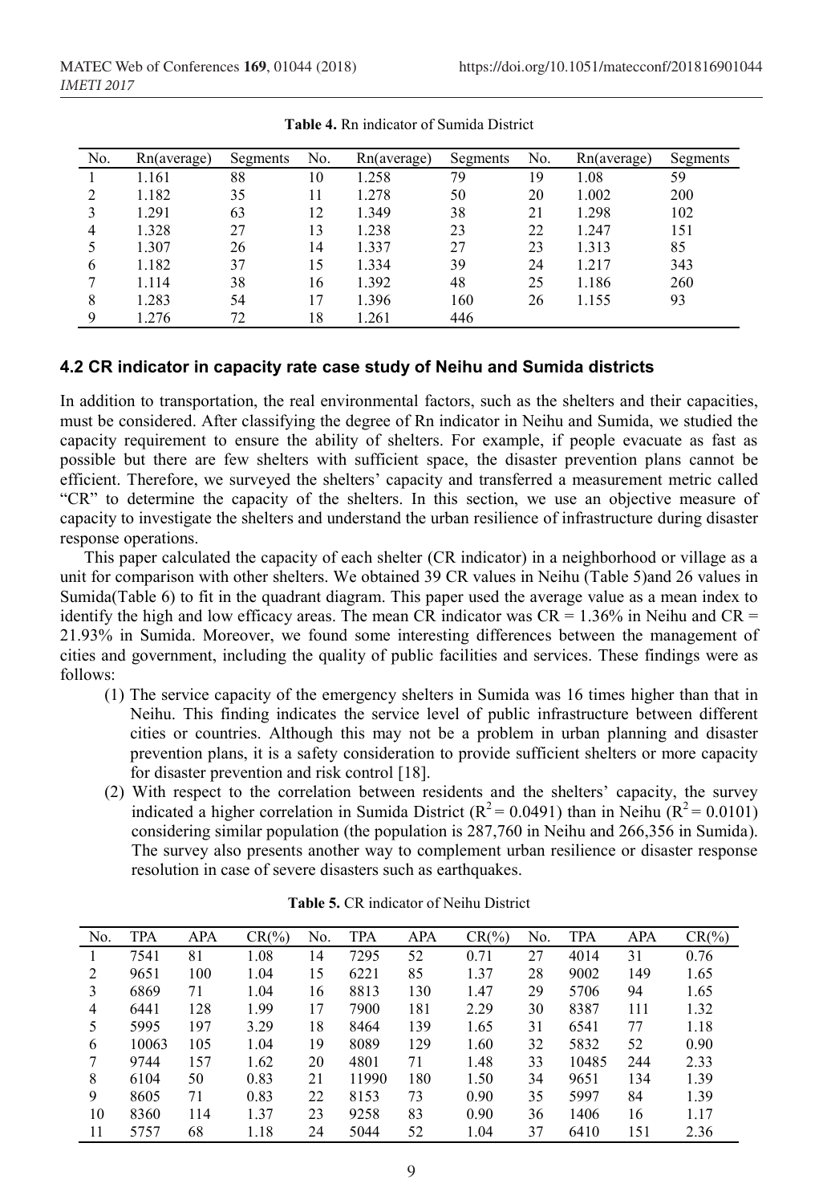**Table 4.** Rn indicator of Sumida District

| No. | Rn(average) | Segments | No. | Rn(average) | Segments | No. | Rn(average) | Segments |
|---|---|---|---|---|---|---|---|---|
| 1 | 1.161 | 88 | 10 | 1.258 | 79 | 19 | 1.08 | 59 |
| 2 | 1.182 | 35 | 11 | 1.278 | 50 | 20 | 1.002 | 200 |
| 3 | 1.291 | 63 | 12 | 1.349 | 38 | 21 | 1.298 | 102 |
| 4 | 1.328 | 27 | 13 | 1.238 | 23 | 22 | 1.247 | 151 |
| 5 | 1.307 | 26 | 14 | 1.337 | 27 | 23 | 1.313 | 85 |
| 6 | 1.182 | 37 | 15 | 1.334 | 39 | 24 | 1.217 | 343 |
| 7 | 1.114 | 38 | 16 | 1.392 | 48 | 25 | 1.186 | 260 |
| 8 | 1.283 | 54 | 17 | 1.396 | 160 | 26 | 1.155 | 93 |
| 9 | 1.276 | 72 | 18 | 1.261 | 446 | | | |

### 4.2 CR indicator in capacity rate case study of Neihu and Sumida districts

In addition to transportation, the real environmental factors, such as the shelters and their capacities, must be considered. After classifying the degree of Rn indicator in Neihu and Sumida, we studied the capacity requirement to ensure the ability of shelters. For example, if people evacuate as fast as possible but there are few shelters with sufficient space, the disaster prevention plans cannot be efficient. Therefore, we surveyed the shelters' capacity and transferred a measurement metric called "CR" to determine the capacity of the shelters. In this section, we use an objective measure of capacity to investigate the shelters and understand the urban resilience of infrastructure during disaster response operations.

This paper calculated the capacity of each shelter (CR indicator) in a neighborhood or village as a unit for comparison with other shelters. We obtained 39 CR values in Neihu (Table 5)and 26 values in Sumida(Table 6) to fit in the quadrant diagram. This paper used the average value as a mean index to identify the high and low efficacy areas. The mean CR indicator was CR = 1.36% in Neihu and CR = 21.93% in Sumida. Moreover, we found some interesting differences between the management of cities and government, including the quality of public facilities and services. These findings were as follows:

(1) The service capacity of the emergency shelters in Sumida was 16 times higher than that in Neihu. This finding indicates the service level of public infrastructure between different cities or countries. Although this may not be a problem in urban planning and disaster prevention plans, it is a safety consideration to provide sufficient shelters or more capacity for disaster prevention and risk control [18].

(2) With respect to the correlation between residents and the shelters' capacity, the survey indicated a higher correlation in Sumida District ($R^2 = 0.0491$) than in Neihu ($R^2 = 0.0101$) considering similar population (the population is 287,760 in Neihu and 266,356 in Sumida). The survey also presents another way to complement urban resilience or disaster response resolution in case of severe disasters such as earthquakes.

**Table 5.** CR indicator of Neihu District

| No. | TPA | APA | CR(%) | No. | TPA | APA | CR(%) | No. | TPA | APA | CR(%) |
|---|---|---|---|---|---|---|---|---|---|---|---|
| 1 | 7541 | 81 | 1.08 | 14 | 7295 | 52 | 0.71 | 27 | 4014 | 31 | 0.76 |
| 2 | 9651 | 100 | 1.04 | 15 | 6221 | 85 | 1.37 | 28 | 9002 | 149 | 1.65 |
| 3 | 6869 | 71 | 1.04 | 16 | 8813 | 130 | 1.47 | 29 | 5706 | 94 | 1.65 |
| 4 | 6441 | 128 | 1.99 | 17 | 7900 | 181 | 2.29 | 30 | 8387 | 111 | 1.32 |
| 5 | 5995 | 197 | 3.29 | 18 | 8464 | 139 | 1.65 | 31 | 6541 | 77 | 1.18 |
| 6 | 10063 | 105 | 1.04 | 19 | 8089 | 129 | 1.60 | 32 | 5832 | 52 | 0.90 |
| 7 | 9744 | 157 | 1.62 | 20 | 4801 | 71 | 1.48 | 33 | 10485 | 244 | 2.33 |
| 8 | 6104 | 50 | 0.83 | 21 | 11990 | 180 | 1.50 | 34 | 9651 | 134 | 1.39 |
| 9 | 8605 | 71 | 0.83 | 22 | 8153 | 73 | 0.90 | 35 | 5997 | 84 | 1.39 |
| 10 | 8360 | 114 | 1.37 | 23 | 9258 | 83 | 0.90 | 36 | 1406 | 16 | 1.17 |
| 11 | 5757 | 68 | 1.18 | 24 | 5044 | 52 | 1.04 | 37 | 6410 | 151 | 2.36 |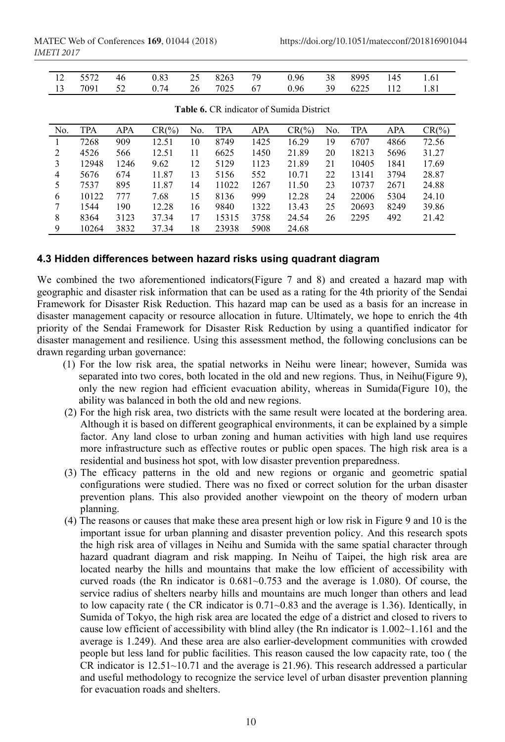| 12 | 5572 | 46 | 0.83 | 25 | 8263 | 79 | 0.96 | 38 | 8995 | 145 | 1.61 |
|---|---|---|---|---|---|---|---|---|---|---|---|
| 13 | 7091 | 52 | 0.74 | 26 | 7025 | 67 | 0.96 | 39 | 6225 | 112 | 1.81 |

**Table 6.** CR indicator of Sumida District

| No. | TPA | APA | CR(%) | No. | TPA | APA | CR(%) | No. | TPA | APA | CR(%) |
|---|---|---|---|---|---|---|---|---|---|---|---|
| 1 | 7268 | 909 | 12.51 | 10 | 8749 | 1425 | 16.29 | 19 | 6707 | 4866 | 72.56 |
| 2 | 4526 | 566 | 12.51 | 11 | 6625 | 1450 | 21.89 | 20 | 18213 | 5696 | 31.27 |
| 3 | 12948 | 1246 | 9.62 | 12 | 5129 | 1123 | 21.89 | 21 | 10405 | 1841 | 17.69 |
| 4 | 5676 | 674 | 11.87 | 13 | 5156 | 552 | 10.71 | 22 | 13141 | 3794 | 28.87 |
| 5 | 7537 | 895 | 11.87 | 14 | 11022 | 1267 | 11.50 | 23 | 10737 | 2671 | 24.88 |
| 6 | 10122 | 777 | 7.68 | 15 | 8136 | 999 | 12.28 | 24 | 22006 | 5304 | 24.10 |
| 7 | 1544 | 190 | 12.28 | 16 | 9840 | 1322 | 13.43 | 25 | 20693 | 8249 | 39.86 |
| 8 | 8364 | 3123 | 37.34 | 17 | 15315 | 3758 | 24.54 | 26 | 2295 | 492 | 21.42 |
| 9 | 10264 | 3832 | 37.34 | 18 | 23938 | 5908 | 24.68 | | | | |

### 4.3 Hidden differences between hazard risks using quadrant diagram

We combined the two aforementioned indicators(Figure 7 and 8) and created a hazard map with geographic and disaster risk information that can be used as a rating for the 4th priority of the Sendai Framework for Disaster Risk Reduction. This hazard map can be used as a basis for an increase in disaster management capacity or resource allocation in future. Ultimately, we hope to enrich the 4th priority of the Sendai Framework for Disaster Risk Reduction by using a quantified indicator for disaster management and resilience. Using this assessment method, the following conclusions can be drawn regarding urban governance:

(1) For the low risk area, the spatial networks in Neihu were linear; however, Sumida was separated into two cores, both located in the old and new regions. Thus, in Neihu(Figure 9), only the new region had efficient evacuation ability, whereas in Sumida(Figure 10), the ability was balanced in both the old and new regions.

(2) For the high risk area, two districts with the same result were located at the bordering area. Although it is based on different geographical environments, it can be explained by a simple factor. Any land close to urban zoning and human activities with high land use requires more infrastructure such as effective routes or public open spaces. The high risk area is a residential and business hot spot, with low disaster prevention preparedness.

(3) The efficacy patterns in the old and new regions or organic and geometric spatial configurations were studied. There was no fixed or correct solution for the urban disaster prevention plans. This also provided another viewpoint on the theory of modern urban planning.

(4) The reasons or causes that make these area present high or low risk in Figure 9 and 10 is the important issue for urban planning and disaster prevention policy. And this research spots the high risk area of villages in Neihu and Sumida with the same spatial character through hazard quadrant diagram and risk mapping. In Neihu of Taipei, the high risk area are located nearby the hills and mountains that make the low efficient of accessibility with curved roads (the Rn indicator is 0.681~0.753 and the average is 1.080). Of course, the service radius of shelters nearby hills and mountains are much longer than others and lead to low capacity rate ( the CR indicator is 0.71~0.83 and the average is 1.36). Identically, in Sumida of Tokyo, the high risk area are located the edge of a district and closed to rivers to cause low efficient of accessibility with blind alley (the Rn indicator is 1.002~1.161 and the average is 1.249). And these area are also earlier-development communities with crowded people but less land for public facilities. This reason caused the low capacity rate, too ( the CR indicator is 12.51~10.71 and the average is 21.96). This research addressed a particular and useful methodology to recognize the service level of urban disaster prevention planning for evacuation roads and shelters.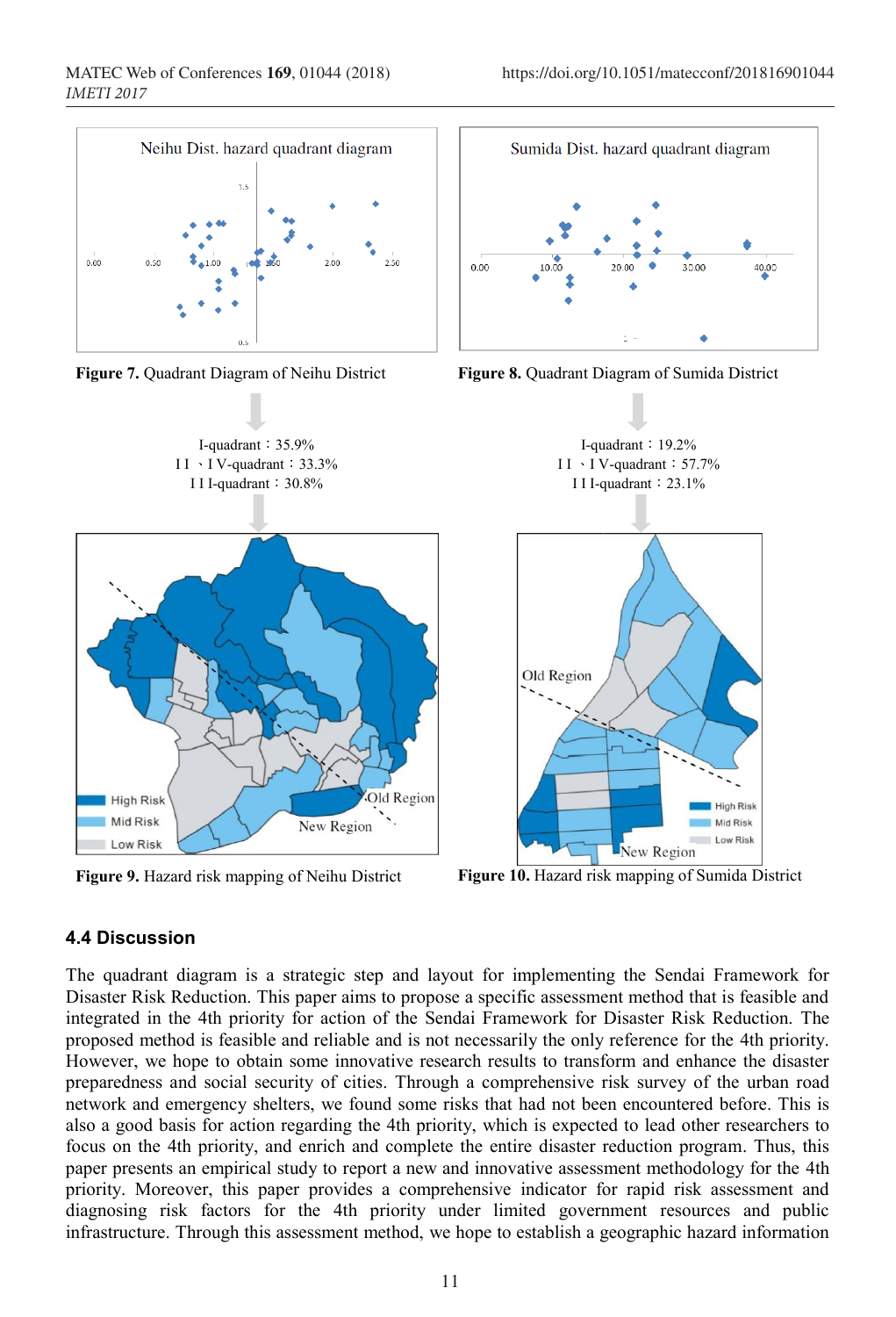Figure 7. Quadrant Diagram of Neihu District

Figure 8. Quadrant Diagram of Sumida District

I-quadrant：35.9%
II、IV-quadrant：33.3%
III-quadrant：30.8%

I-quadrant：19.2%
II、IV-quadrant：57.7%
III-quadrant：23.1%

Figure 9. Hazard risk mapping of Neihu District

Figure 10. Hazard risk mapping of Sumida District

### 4.4 Discussion

The quadrant diagram is a strategic step and layout for implementing the Sendai Framework for Disaster Risk Reduction. This paper aims to propose a specific assessment method that is feasible and integrated in the 4th priority for action of the Sendai Framework for Disaster Risk Reduction. The proposed method is feasible and reliable and is not necessarily the only reference for the 4th priority. However, we hope to obtain some innovative research results to transform and enhance the disaster preparedness and social security of cities. Through a comprehensive risk survey of the urban road network and emergency shelters, we found some risks that had not been encountered before. This is also a good basis for action regarding the 4th priority, which is expected to lead other researchers to focus on the 4th priority, and enrich and complete the entire disaster reduction program. Thus, this paper presents an empirical study to report a new and innovative assessment methodology for the 4th priority. Moreover, this paper provides a comprehensive indicator for rapid risk assessment and diagnosing risk factors for the 4th priority under limited government resources and public infrastructure. Through this assessment method, we hope to establish a geographic hazard information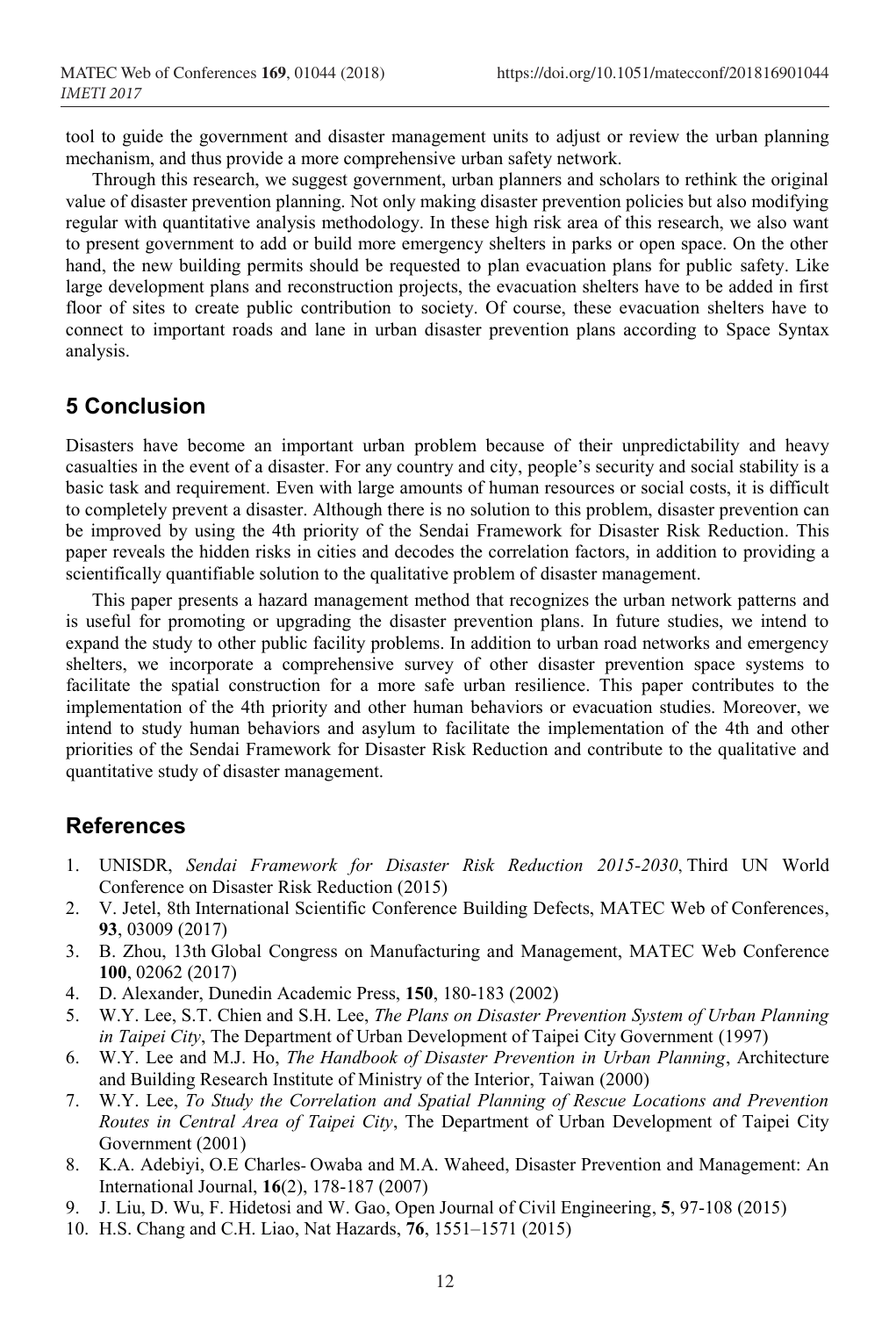tool to guide the government and disaster management units to adjust or review the urban planning mechanism, and thus provide a more comprehensive urban safety network.

Through this research, we suggest government, urban planners and scholars to rethink the original value of disaster prevention planning. Not only making disaster prevention policies but also modifying regular with quantitative analysis methodology. In these high risk area of this research, we also want to present government to add or build more emergency shelters in parks or open space. On the other hand, the new building permits should be requested to plan evacuation plans for public safety. Like large development plans and reconstruction projects, the evacuation shelters have to be added in first floor of sites to create public contribution to society. Of course, these evacuation shelters have to connect to important roads and lane in urban disaster prevention plans according to Space Syntax analysis.

## 5 Conclusion

Disasters have become an important urban problem because of their unpredictability and heavy casualties in the event of a disaster. For any country and city, people's security and social stability is a basic task and requirement. Even with large amounts of human resources or social costs, it is difficult to completely prevent a disaster. Although there is no solution to this problem, disaster prevention can be improved by using the 4th priority of the Sendai Framework for Disaster Risk Reduction. This paper reveals the hidden risks in cities and decodes the correlation factors, in addition to providing a scientifically quantifiable solution to the qualitative problem of disaster management.

This paper presents a hazard management method that recognizes the urban network patterns and is useful for promoting or upgrading the disaster prevention plans. In future studies, we intend to expand the study to other public facility problems. In addition to urban road networks and emergency shelters, we incorporate a comprehensive survey of other disaster prevention space systems to facilitate the spatial construction for a more safe urban resilience. This paper contributes to the implementation of the 4th priority and other human behaviors or evacuation studies. Moreover, we intend to study human behaviors and asylum to facilitate the implementation of the 4th and other priorities of the Sendai Framework for Disaster Risk Reduction and contribute to the qualitative and quantitative study of disaster management.

## References

1. UNISDR, *Sendai Framework for Disaster Risk Reduction 2015-2030*, Third UN World Conference on Disaster Risk Reduction (2015)
2. V. Jetel, 8th International Scientific Conference Building Defects, MATEC Web of Conferences, **93**, 03009 (2017)
3. B. Zhou, 13th Global Congress on Manufacturing and Management, MATEC Web Conference **100**, 02062 (2017)
4. D. Alexander, Dunedin Academic Press, **150**, 180-183 (2002)
5. W.Y. Lee, S.T. Chien and S.H. Lee, *The Plans on Disaster Prevention System of Urban Planning in Taipei City*, The Department of Urban Development of Taipei City Government (1997)
6. W.Y. Lee and M.J. Ho, *The Handbook of Disaster Prevention in Urban Planning*, Architecture and Building Research Institute of Ministry of the Interior, Taiwan (2000)
7. W.Y. Lee, *To Study the Correlation and Spatial Planning of Rescue Locations and Prevention Routes in Central Area of Taipei City*, The Department of Urban Development of Taipei City Government (2001)
8. K.A. Adebiyi, O.E Charles- Owaba and M.A. Waheed, Disaster Prevention and Management: An International Journal, **16**(2), 178-187 (2007)
9. J. Liu, D. Wu, F. Hidetosi and W. Gao, Open Journal of Civil Engineering, **5**, 97-108 (2015)
10. H.S. Chang and C.H. Liao, Nat Hazards, **76**, 1551–1571 (2015)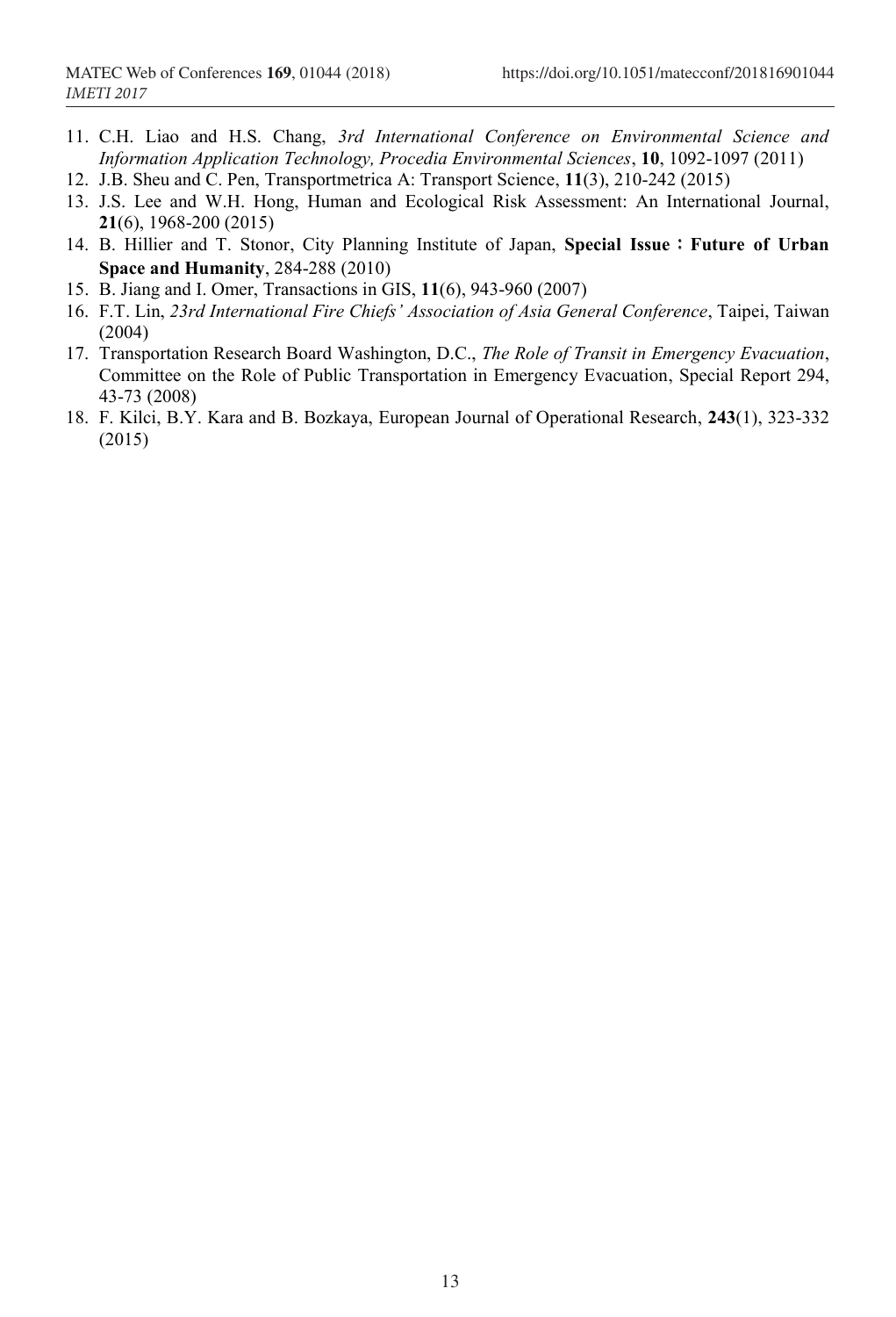11. C.H. Liao and H.S. Chang, *3rd International Conference on Environmental Science and Information Application Technology, Procedia Environmental Sciences*, **10**, 1092-1097 (2011)
12. J.B. Sheu and C. Pen, Transportmetrica A: Transport Science, **11**(3), 210-242 (2015)
13. J.S. Lee and W.H. Hong, Human and Ecological Risk Assessment: An International Journal, **21**(6), 1968-200 (2015)
14. B. Hillier and T. Stonor, City Planning Institute of Japan, **Special Issue：Future of Urban Space and Humanity**, 284-288 (2010)
15. B. Jiang and I. Omer, Transactions in GIS, **11**(6), 943-960 (2007)
16. F.T. Lin, *23rd International Fire Chiefs' Association of Asia General Conference*, Taipei, Taiwan (2004)
17. Transportation Research Board Washington, D.C., *The Role of Transit in Emergency Evacuation*, Committee on the Role of Public Transportation in Emergency Evacuation, Special Report 294, 43-73 (2008)
18. F. Kilci, B.Y. Kara and B. Bozkaya, European Journal of Operational Research, **243**(1), 323-332 (2015)